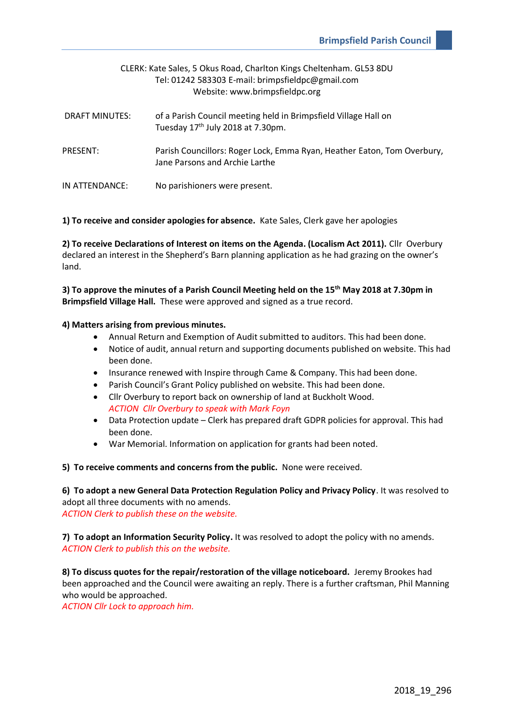CLERK: Kate Sales, 5 Okus Road, Charlton Kings Cheltenham. GL53 8DU
Tel: 01242 583303 E-mail: brimpsfieldpc@gmail.com
Website: www.brimpsfieldpc.org

DRAFT MINUTES: of a Parish Council meeting held in Brimpsfield Village Hall on Tuesday 17th July 2018 at 7.30pm.

PRESENT: Parish Councillors: Roger Lock, Emma Ryan, Heather Eaton, Tom Overbury, Jane Parsons and Archie Larthe

IN ATTENDANCE: No parishioners were present.

**1) To receive and consider apologies for absence.** Kate Sales, Clerk gave her apologies

**2) To receive Declarations of Interest on items on the Agenda. (Localism Act 2011).** Cllr Overbury declared an interest in the Shepherd's Barn planning application as he had grazing on the owner's land.

**3) To approve the minutes of a Parish Council Meeting held on the 15th May 2018 at 7.30pm in Brimpsfield Village Hall.** These were approved and signed as a true record.

**4) Matters arising from previous minutes.**

- Annual Return and Exemption of Audit submitted to auditors. This had been done.
- Notice of audit, annual return and supporting documents published on website. This had been done.
- Insurance renewed with Inspire through Came & Company. This had been done.
- Parish Council's Grant Policy published on website. This had been done.
- Cllr Overbury to report back on ownership of land at Buckholt Wood.
  *ACTION Cllr Overbury to speak with Mark Foyn*
- Data Protection update – Clerk has prepared draft GDPR policies for approval. This had been done.
- War Memorial. Information on application for grants had been noted.

**5) To receive comments and concerns from the public.** None were received.

**6) To adopt a new General Data Protection Regulation Policy and Privacy Policy**. It was resolved to adopt all three documents with no amends.
*ACTION Clerk to publish these on the website.*

**7) To adopt an Information Security Policy.** It was resolved to adopt the policy with no amends.
*ACTION Clerk to publish this on the website.*

**8) To discuss quotes for the repair/restoration of the village noticeboard.** Jeremy Brookes had been approached and the Council were awaiting an reply. There is a further craftsman, Phil Manning who would be approached.
*ACTION Cllr Lock to approach him.*

2018_19_296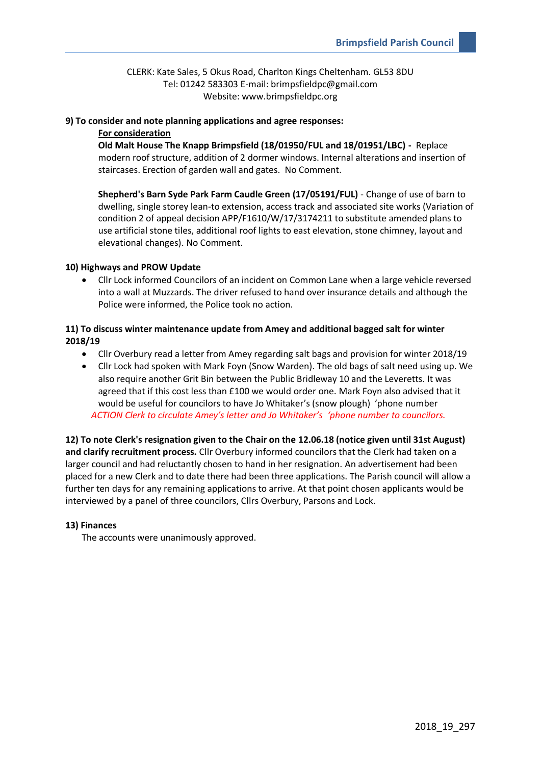CLERK: Kate Sales, 5 Okus Road, Charlton Kings Cheltenham. GL53 8DU
Tel: 01242 583303 E-mail: brimpsfieldpc@gmail.com
Website: www.brimpsfieldpc.org

**9) To consider and note planning applications and agree responses:**

**For consideration**

**Old Malt House The Knapp Brimpsfield (18/01950/FUL and 18/01951/LBC) -** Replace modern roof structure, addition of 2 dormer windows. Internal alterations and insertion of staircases. Erection of garden wall and gates. No Comment.

**Shepherd's Barn Syde Park Farm Caudle Green (17/05191/FUL)** - Change of use of barn to dwelling, single storey lean-to extension, access track and associated site works (Variation of condition 2 of appeal decision APP/F1610/W/17/3174211 to substitute amended plans to use artificial stone tiles, additional roof lights to east elevation, stone chimney, layout and elevational changes). No Comment.

**10) Highways and PROW Update**

- Cllr Lock informed Councilors of an incident on Common Lane when a large vehicle reversed into a wall at Muzzards. The driver refused to hand over insurance details and although the Police were informed, the Police took no action.

**11) To discuss winter maintenance update from Amey and additional bagged salt for winter 2018/19**

- Cllr Overbury read a letter from Amey regarding salt bags and provision for winter 2018/19
- Cllr Lock had spoken with Mark Foyn (Snow Warden). The old bags of salt need using up. We also require another Grit Bin between the Public Bridleway 10 and the Leveretts. It was agreed that if this cost less than £100 we would order one. Mark Foyn also advised that it would be useful for councilors to have Jo Whitaker's (snow plough) 'phone number

*ACTION Clerk to circulate Amey's letter and Jo Whitaker's 'phone number to councilors.*

**12) To note Clerk's resignation given to the Chair on the 12.06.18 (notice given until 31st August) and clarify recruitment process.** Cllr Overbury informed councilors that the Clerk had taken on a larger council and had reluctantly chosen to hand in her resignation. An advertisement had been placed for a new Clerk and to date there had been three applications. The Parish council will allow a further ten days for any remaining applications to arrive. At that point chosen applicants would be interviewed by a panel of three councilors, Cllrs Overbury, Parsons and Lock.

**13) Finances**

The accounts were unanimously approved.

2018_19_297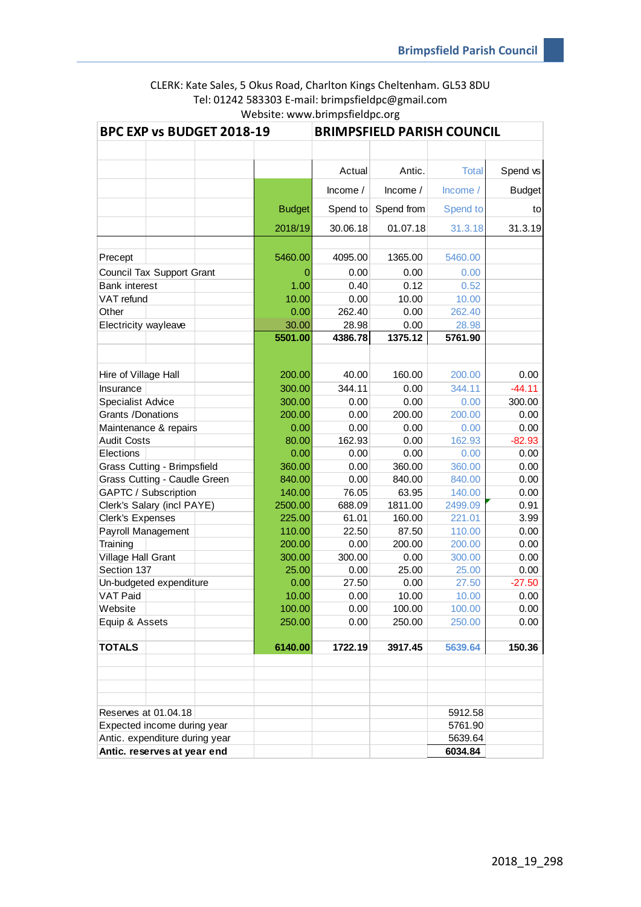CLERK: Kate Sales, 5 Okus Road, Charlton Kings Cheltenham. GL53 8DU
Tel: 01242 583303 E-mail: brimpsfieldpc@gmail.com
Website: www.brimpsfieldpc.org

| BPC EXP vs BUDGET 2018-19 | BRIMPSFIELD PARISH COUNCIL | | | | |
|---|---|---|---|---|---|
| | Budget 2018/19 | Actual Income / Spend to 30.06.18 | Antic. Income / Spend from 01.07.18 | Total Income / Spend to 31.3.18 | Spend vs Budget to 31.3.19 |
| Precept | 5460.00 | 4095.00 | 1365.00 | 5460.00 | |
| Council Tax Support Grant | 0 | 0.00 | 0.00 | 0.00 | |
| Bank interest | 1.00 | 0.40 | 0.12 | 0.52 | |
| VAT refund | 10.00 | 0.00 | 10.00 | 10.00 | |
| Other | 0.00 | 262.40 | 0.00 | 262.40 | |
| Electricity wayleave | 30.00 | 28.98 | 0.00 | 28.98 | |
| | **5501.00** | **4386.78** | **1375.12** | **5761.90** | |
| | | | | | |
| Hire of Village Hall | 200.00 | 40.00 | 160.00 | 200.00 | 0.00 |
| Insurance | 300.00 | 344.11 | 0.00 | 344.11 | -44.11 |
| Specialist Advice | 300.00 | 0.00 | 0.00 | 0.00 | 300.00 |
| Grants /Donations | 200.00 | 0.00 | 200.00 | 200.00 | 0.00 |
| Maintenance & repairs | 0.00 | 0.00 | 0.00 | 0.00 | 0.00 |
| Audit Costs | 80.00 | 162.93 | 0.00 | 162.93 | -82.93 |
| Elections | 0.00 | 0.00 | 0.00 | 0.00 | 0.00 |
| Grass Cutting - Brimpsfield | 360.00 | 0.00 | 360.00 | 360.00 | 0.00 |
| Grass Cutting - Caudle Green | 840.00 | 0.00 | 840.00 | 840.00 | 0.00 |
| GAPTC / Subscription | 140.00 | 76.05 | 63.95 | 140.00 | 0.00 |
| Clerk's Salary (incl PAYE) | 2500.00 | 688.09 | 1811.00 | 2499.09 | 0.91 |
| Clerk's Expenses | 225.00 | 61.01 | 160.00 | 221.01 | 3.99 |
| Payroll Management | 110.00 | 22.50 | 87.50 | 110.00 | 0.00 |
| Training | 200.00 | 0.00 | 200.00 | 200.00 | 0.00 |
| Village Hall Grant | 300.00 | 300.00 | 0.00 | 300.00 | 0.00 |
| Section 137 | 25.00 | 0.00 | 25.00 | 25.00 | 0.00 |
| Un-budgeted expenditure | 0.00 | 27.50 | 0.00 | 27.50 | -27.50 |
| VAT Paid | 10.00 | 0.00 | 10.00 | 10.00 | 0.00 |
| Website | 100.00 | 0.00 | 100.00 | 100.00 | 0.00 |
| Equip & Assets | 250.00 | 0.00 | 250.00 | 250.00 | 0.00 |
| | | | | | |
| **TOTALS** | **6140.00** | **1722.19** | **3917.45** | **5639.64** | **150.36** |
| | | | | | |
| Reserves at 01.04.18 | | | | 5912.58 | |
| Expected income during year | | | | 5761.90 | |
| Antic. expenditure during year | | | | 5639.64 | |
| **Antic. reserves at year end** | | | | **6034.84** | |

2018_19_298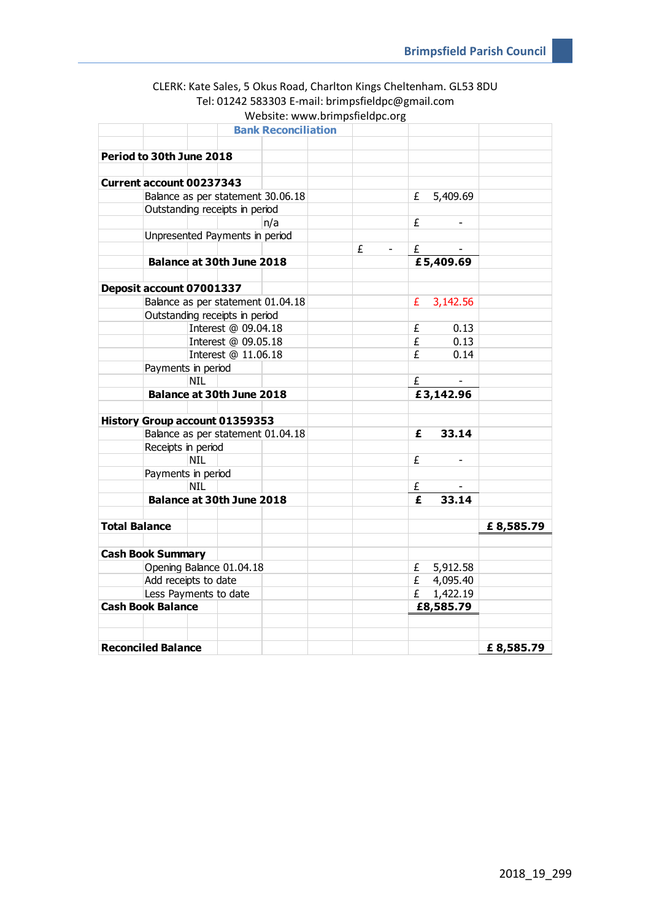CLERK: Kate Sales, 5 Okus Road, Charlton Kings Cheltenham. GL53 8DU
Tel: 01242 583303 E-mail: brimpsfieldpc@gmail.com
Website: www.brimpsfieldpc.org

## Bank Reconciliation

| | | | |
|---|---|---|---|
| **Period to 30th June 2018** | | | |
| | | | |
| **Current account 00237343** | | | |
| Balance as per statement 30.06.18 | | £ 5,409.69 | |
| Outstanding receipts in period | | | |
| n/a | | £ - | |
| Unpresented Payments in period | | | |
| | £ - | £ - | |
| **Balance at 30th June 2018** | | **£5,409.69** | |
| | | | |
| **Deposit account 07001337** | | | |
| Balance as per statement 01.04.18 | | £ 3,142.56 | |
| Outstanding receipts in period | | | |
| Interest @ 09.04.18 | | £ 0.13 | |
| Interest @ 09.05.18 | | £ 0.13 | |
| Interest @ 11.06.18 | | £ 0.14 | |
| Payments in period | | | |
| NIL | | £ - | |
| **Balance at 30th June 2018** | | **£3,142.96** | |
| | | | |
| **History Group account 01359353** | | | |
| Balance as per statement 01.04.18 | | **£ 33.14** | |
| Receipts in period | | | |
| NIL | | £ - | |
| Payments in period | | | |
| NIL | | £ - | |
| **Balance at 30th June 2018** | | **£ 33.14** | |
| | | | |
| **Total Balance** | | | **£ 8,585.79** |
| | | | |
| **Cash Book Summary** | | | |
| Opening Balance 01.04.18 | | £ 5,912.58 | |
| Add receipts to date | | £ 4,095.40 | |
| Less Payments to date | | £ 1,422.19 | |
| **Cash Book Balance** | | **£8,585.79** | |
| | | | |
| **Reconciled Balance** | | | **£ 8,585.79** |

2018_19_299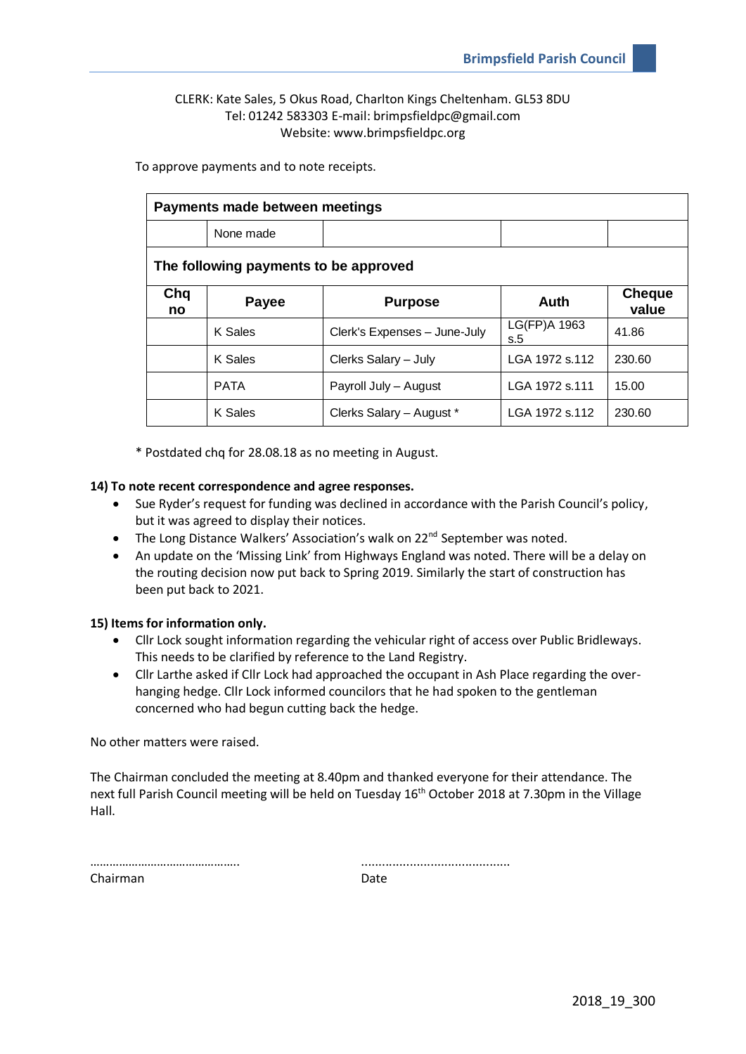CLERK: Kate Sales, 5 Okus Road, Charlton Kings Cheltenham. GL53 8DU
Tel: 01242 583303 E-mail: brimpsfieldpc@gmail.com
Website: www.brimpsfieldpc.org

To approve payments and to note receipts.

| Payments made between meetings | | | | |
|---|---|---|---|---|
| | None made | | | |
| **The following payments to be approved** | | | | |
| **Chq no** | **Payee** | **Purpose** | **Auth** | **Cheque value** |
| | K Sales | Clerk's Expenses – June-July | LG(FP)A 1963 s.5 | 41.86 |
| | K Sales | Clerks Salary – July | LGA 1972 s.112 | 230.60 |
| | PATA | Payroll July – August | LGA 1972 s.111 | 15.00 |
| | K Sales | Clerks Salary – August * | LGA 1972 s.112 | 230.60 |

* Postdated chq for 28.08.18 as no meeting in August.

**14) To note recent correspondence and agree responses.**

- Sue Ryder's request for funding was declined in accordance with the Parish Council's policy, but it was agreed to display their notices.
- The Long Distance Walkers' Association's walk on 22nd September was noted.
- An update on the 'Missing Link' from Highways England was noted. There will be a delay on the routing decision now put back to Spring 2019. Similarly the start of construction has been put back to 2021.

**15) Items for information only.**

- Cllr Lock sought information regarding the vehicular right of access over Public Bridleways. This needs to be clarified by reference to the Land Registry.
- Cllr Larthe asked if Cllr Lock had approached the occupant in Ash Place regarding the over-hanging hedge. Cllr Lock informed councilors that he had spoken to the gentleman concerned who had begun cutting back the hedge.

No other matters were raised.

The Chairman concluded the meeting at 8.40pm and thanked everyone for their attendance. The next full Parish Council meeting will be held on Tuesday 16th October 2018 at 7.30pm in the Village Hall.

……………………………………….. ...........................................

Chairman Date

2018_19_300